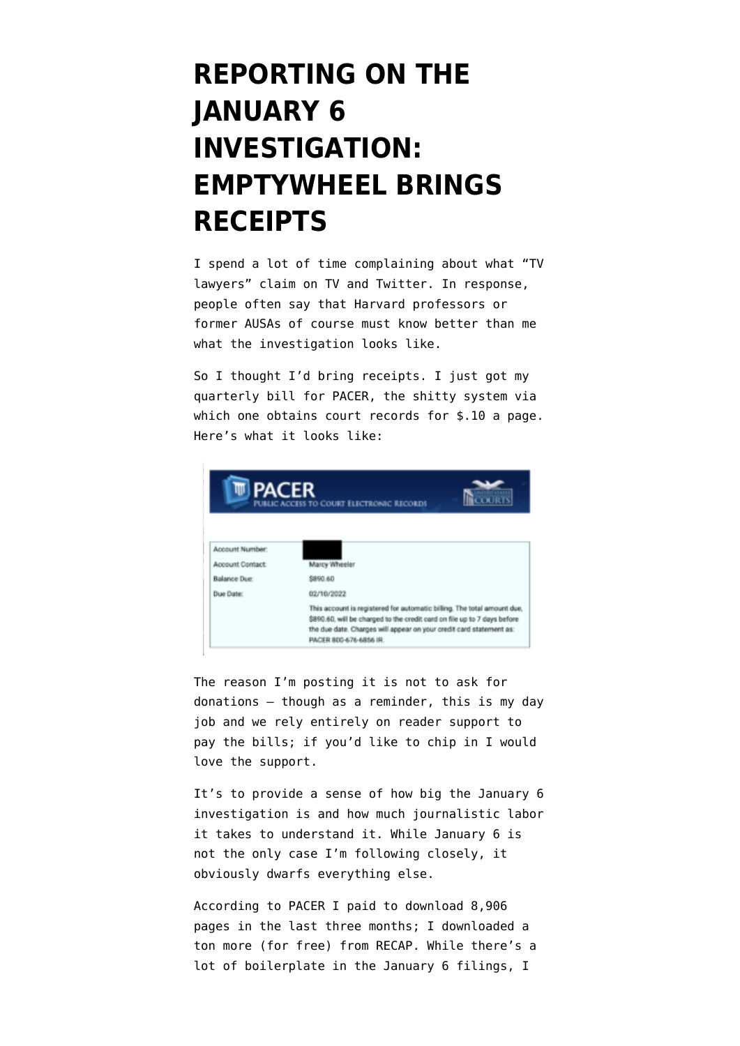# REPORTING ON THE JANUARY 6 INVESTIGATION: EMPTYWHEEL BRINGS RECEIPTS

I spend a lot of time complaining about what "TV lawyers" claim on TV and Twitter. In response, people often say that Harvard professors or former AUSAs of course must know better than me what the investigation looks like.

So I thought I'd bring receipts. I just got my quarterly bill for PACER, the shitty system via which one obtains court records for $.10 a page. Here's what it looks like:

PACER
PUBLIC ACCESS TO COURT ELECTRONIC RECORDS

| | |
|---|---|
| Account Number: | |
| Account Contact: | Marcy Wheeler |
| Balance Due: | $890.60 |
| Due Date: | 02/10/2022 |
| | This account is registered for automatic billing. The total amount due, $890.60, will be charged to the credit card on file up to 7 days before the due date. Charges will appear on your credit card statement as: PACER 800-676-6856 IR. |

The reason I'm posting it is not to ask for donations — though as a reminder, this is my day job and we rely entirely on reader support to pay the bills; if you'd like to chip in I would love the support.

It's to provide a sense of how big the January 6 investigation is and how much journalistic labor it takes to understand it. While January 6 is not the only case I'm following closely, it obviously dwarfs everything else.

According to PACER I paid to download 8,906 pages in the last three months; I downloaded a ton more (for free) from RECAP. While there's a lot of boilerplate in the January 6 filings, I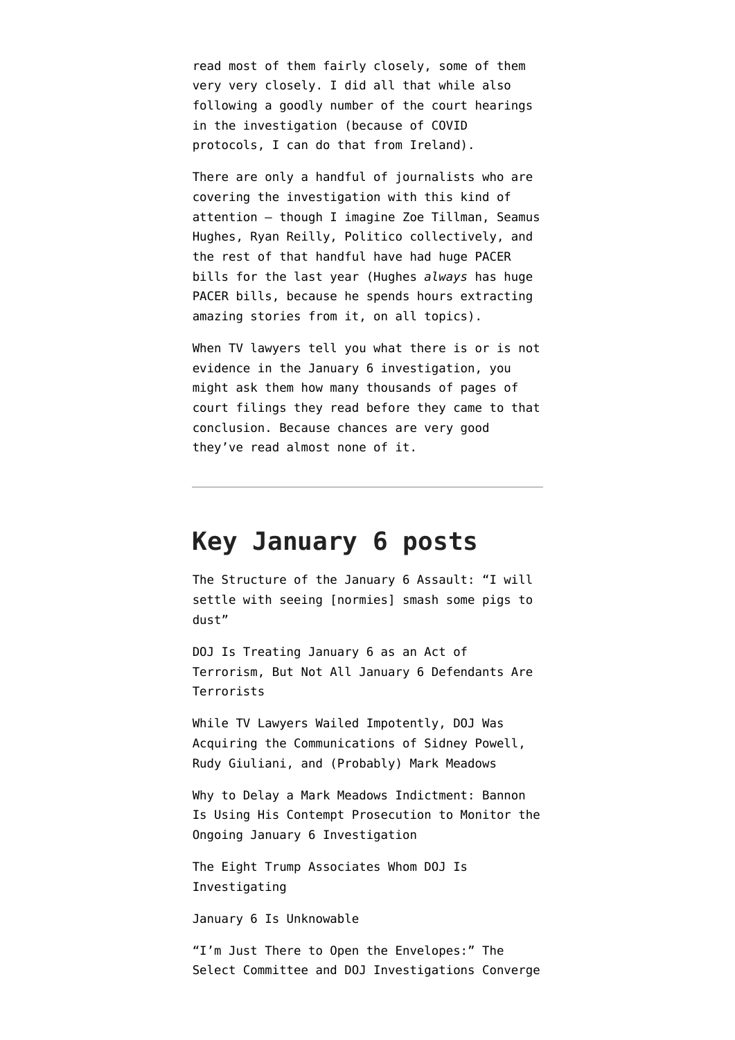read most of them fairly closely, some of them very very closely. I did all that while also following a goodly number of the court hearings in the investigation (because of COVID protocols, I can do that from Ireland).

There are only a handful of journalists who are covering the investigation with this kind of attention — though I imagine Zoe Tillman, Seamus Hughes, Ryan Reilly, Politico collectively, and the rest of that handful have had huge PACER bills for the last year (Hughes *always* has huge PACER bills, because he spends hours extracting amazing stories from it, on all topics).

When TV lawyers tell you what there is or is not evidence in the January 6 investigation, you might ask them how many thousands of pages of court filings they read before they came to that conclusion. Because chances are very good they've read almost none of it.

---

## Key January 6 posts

The Structure of the January 6 Assault: "I will settle with seeing [normies] smash some pigs to dust"

DOJ Is Treating January 6 as an Act of Terrorism, But Not All January 6 Defendants Are Terrorists

While TV Lawyers Wailed Impotently, DOJ Was Acquiring the Communications of Sidney Powell, Rudy Giuliani, and (Probably) Mark Meadows

Why to Delay a Mark Meadows Indictment: Bannon Is Using His Contempt Prosecution to Monitor the Ongoing January 6 Investigation

The Eight Trump Associates Whom DOJ Is Investigating

January 6 Is Unknowable

"I'm Just There to Open the Envelopes:" The Select Committee and DOJ Investigations Converge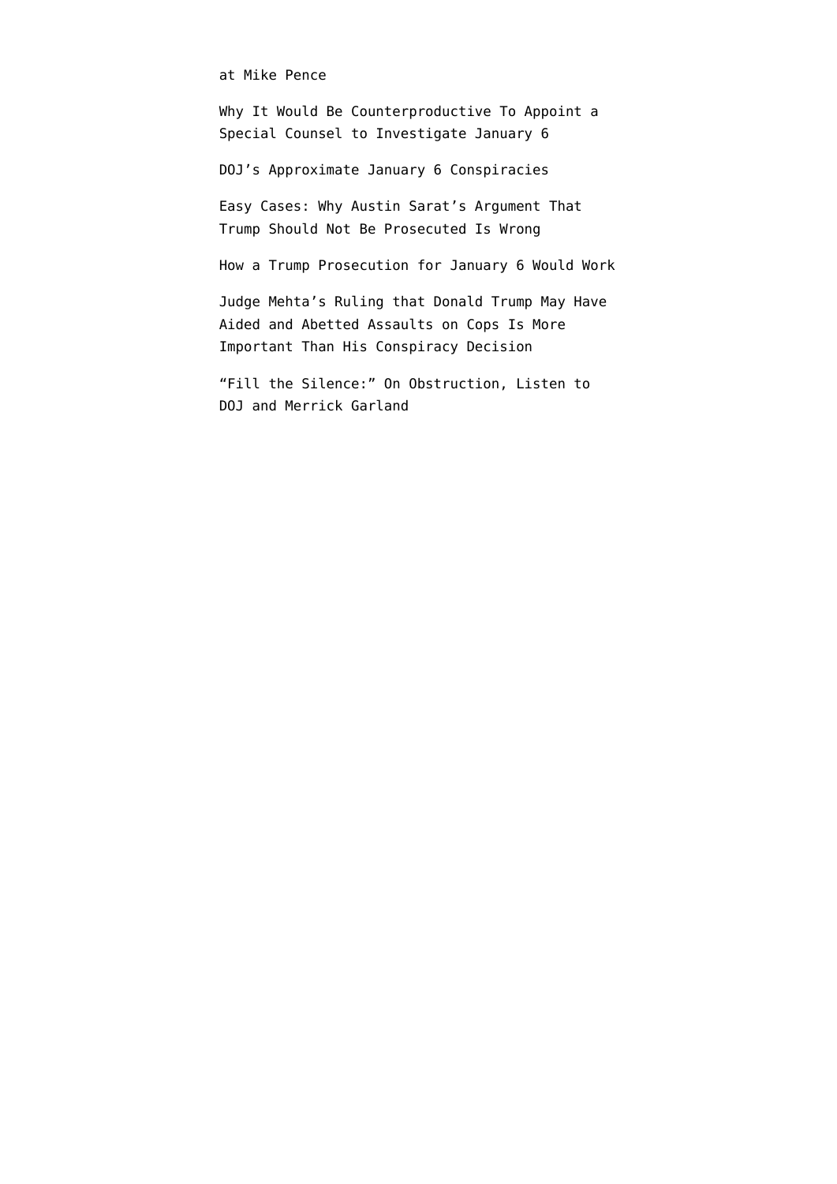at Mike Pence

Why It Would Be Counterproductive To Appoint a Special Counsel to Investigate January 6

DOJ's Approximate January 6 Conspiracies

Easy Cases: Why Austin Sarat's Argument That Trump Should Not Be Prosecuted Is Wrong

How a Trump Prosecution for January 6 Would Work

Judge Mehta's Ruling that Donald Trump May Have Aided and Abetted Assaults on Cops Is More Important Than His Conspiracy Decision

"Fill the Silence:" On Obstruction, Listen to DOJ and Merrick Garland